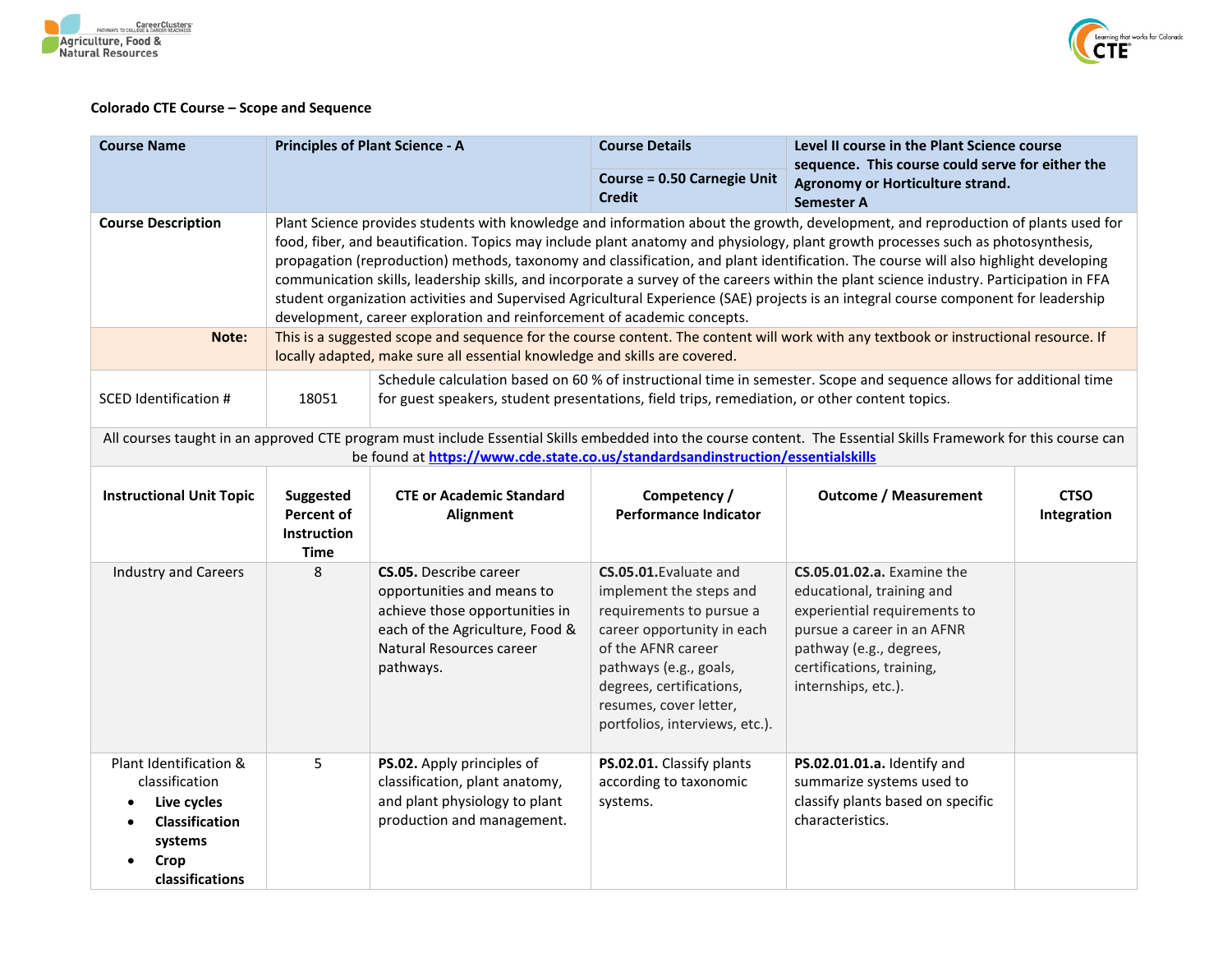**Colorado CTE Course – Scope and Sequence**

| Course Name | Principles of Plant Science - A | | Course Details<br>Course = 0.50 Carnegie Unit Credit | Level II course in the Plant Science course sequence. This course could serve for either the Agronomy or Horticulture strand. Semester A | |
|---|---|---|---|---|---|
| **Course Description** | Plant Science provides students with knowledge and information about the growth, development, and reproduction of plants used for food, fiber, and beautification. Topics may include plant anatomy and physiology, plant growth processes such as photosynthesis, propagation (reproduction) methods, taxonomy and classification, and plant identification. The course will also highlight developing communication skills, leadership skills, and incorporate a survey of the careers within the plant science industry. Participation in FFA student organization activities and Supervised Agricultural Experience (SAE) projects is an integral course component for leadership development, career exploration and reinforcement of academic concepts. | | | | |
| **Note:** | This is a suggested scope and sequence for the course content. The content will work with any textbook or instructional resource. If locally adapted, make sure all essential knowledge and skills are covered. | | | | |
| SCED Identification # | 18051 | Schedule calculation based on 60 % of instructional time in semester. Scope and sequence allows for additional time for guest speakers, student presentations, field trips, remediation, or other content topics. | | | |
| All courses taught in an approved CTE program must include Essential Skills embedded into the course content. The Essential Skills Framework for this course can be found at https://www.cde.state.co.us/standardsandinstruction/essentialskills | | | | | |
| **Instructional Unit Topic** | **Suggested Percent of Instruction Time** | **CTE or Academic Standard Alignment** | **Competency / Performance Indicator** | **Outcome / Measurement** | **CTSO Integration** |
| Industry and Careers | 8 | **CS.05.** Describe career opportunities and means to achieve those opportunities in each of the Agriculture, Food & Natural Resources career pathways. | **CS.05.01.** Evaluate and implement the steps and requirements to pursue a career opportunity in each of the AFNR career pathways (e.g., goals, degrees, certifications, resumes, cover letter, portfolios, interviews, etc.). | **CS.05.01.02.a.** Examine the educational, training and experiential requirements to pursue a career in an AFNR pathway (e.g., degrees, certifications, training, internships, etc.). | |
| Plant Identification & classification<br>• **Live cycles**<br>• **Classification systems**<br>• **Crop classifications** | 5 | **PS.02.** Apply principles of classification, plant anatomy, and plant physiology to plant production and management. | **PS.02.01.** Classify plants according to taxonomic systems. | **PS.02.01.01.a.** Identify and summarize systems used to classify plants based on specific characteristics. | |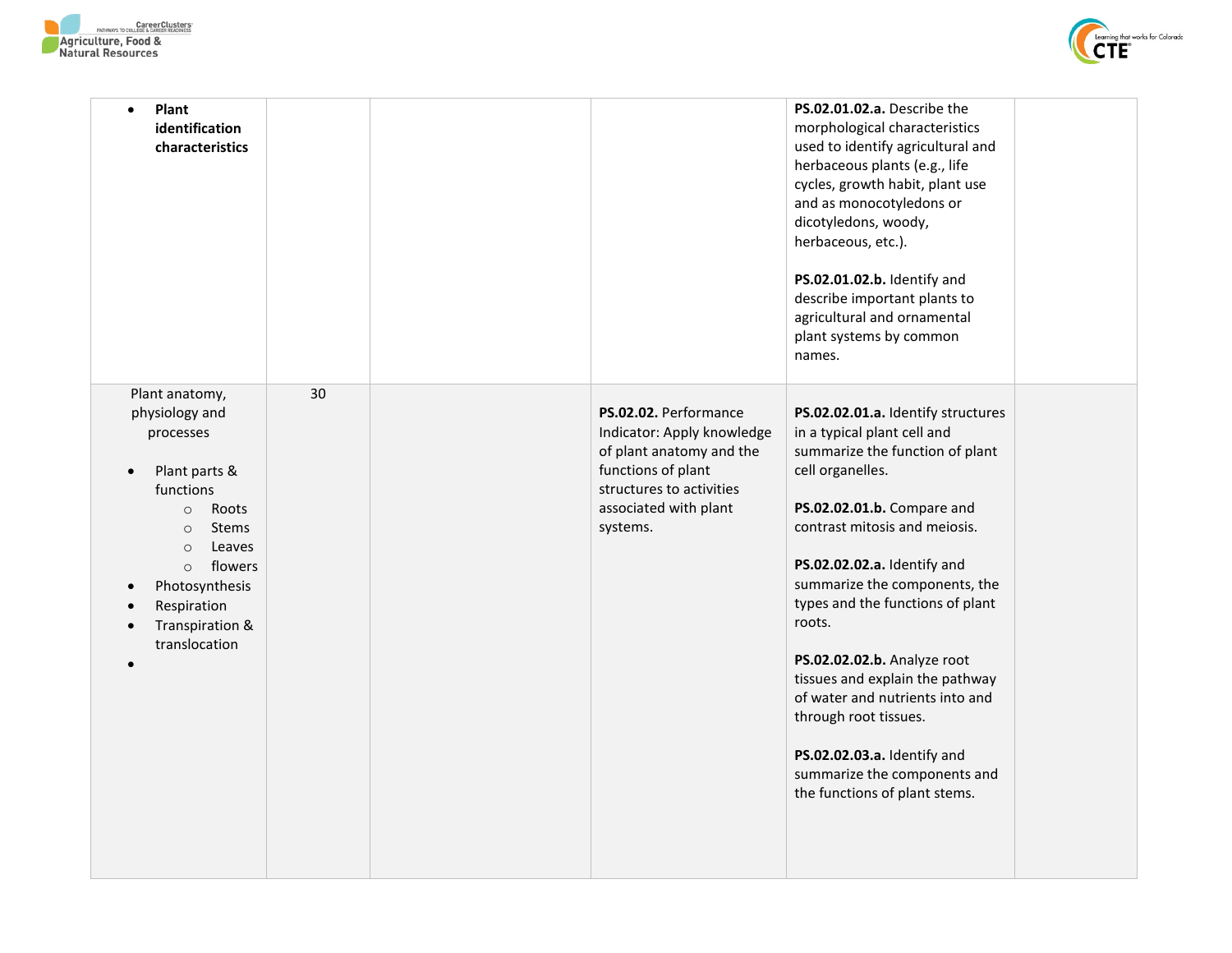| | | | | | |
|---|---|---|---|---|---|
| • **Plant identification characteristics** | | | | **PS.02.01.02.a.** Describe the morphological characteristics used to identify agricultural and herbaceous plants (e.g., life cycles, growth habit, plant use and as monocotyledons or dicotyledons, woody, herbaceous, etc.).<br><br>**PS.02.01.02.b.** Identify and describe important plants to agricultural and ornamental plant systems by common names. | |
| Plant anatomy, physiology and processes<br><br>• Plant parts & functions<br>  ○ Roots<br>  ○ Stems<br>  ○ Leaves<br>  ○ flowers<br>• Photosynthesis<br>• Respiration<br>• Transpiration & translocation<br>• | 30 | | **PS.02.02.** Performance Indicator: Apply knowledge of plant anatomy and the functions of plant structures to activities associated with plant systems. | **PS.02.02.01.a.** Identify structures in a typical plant cell and summarize the function of plant cell organelles.<br><br>**PS.02.02.01.b.** Compare and contrast mitosis and meiosis.<br><br>**PS.02.02.02.a.** Identify and summarize the components, the types and the functions of plant roots.<br><br>**PS.02.02.02.b.** Analyze root tissues and explain the pathway of water and nutrients into and through root tissues.<br><br>**PS.02.02.03.a.** Identify and summarize the components and the functions of plant stems. | |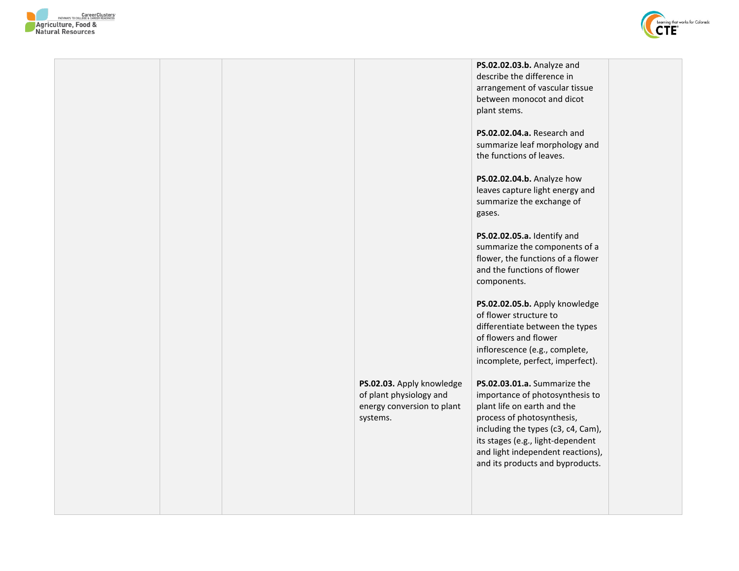| | | | | | |
|---|---|---|---|---|---|
| | | | | **PS.02.02.03.b.** Analyze and describe the difference in arrangement of vascular tissue between monocot and dicot plant stems.<br><br>**PS.02.02.04.a.** Research and summarize leaf morphology and the functions of leaves.<br><br>**PS.02.02.04.b.** Analyze how leaves capture light energy and summarize the exchange of gases.<br><br>**PS.02.02.05.a.** Identify and summarize the components of a flower, the functions of a flower and the functions of flower components.<br><br>**PS.02.02.05.b.** Apply knowledge of flower structure to differentiate between the types of flowers and flower inflorescence (e.g., complete, incomplete, perfect, imperfect). | |
| | | | **PS.02.03.** Apply knowledge of plant physiology and energy conversion to plant systems. | **PS.02.03.01.a.** Summarize the importance of photosynthesis to plant life on earth and the process of photosynthesis, including the types (c3, c4, Cam), its stages (e.g., light-dependent and light independent reactions), and its products and byproducts. | |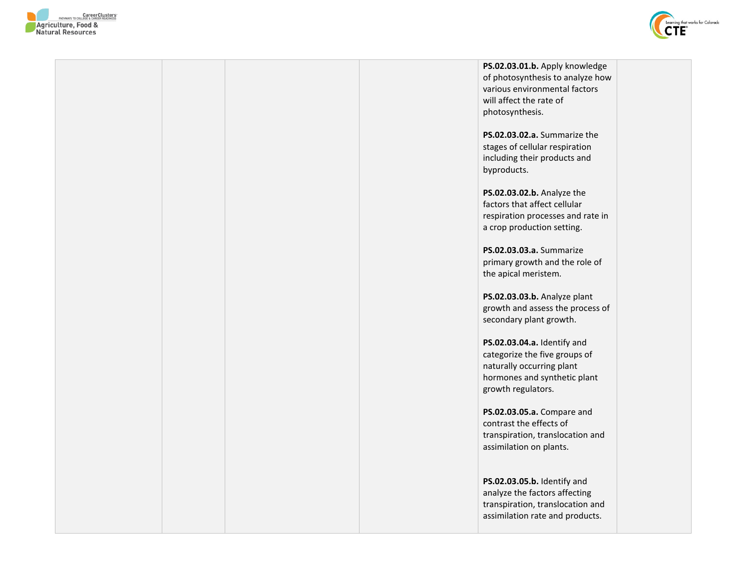|  |  |  |  |  |  |
|---|---|---|---|---|---|
|  |  |  |  | **PS.02.03.01.b.** Apply knowledge of photosynthesis to analyze how various environmental factors will affect the rate of photosynthesis.<br><br>**PS.02.03.02.a.** Summarize the stages of cellular respiration including their products and byproducts.<br><br>**PS.02.03.02.b.** Analyze the factors that affect cellular respiration processes and rate in a crop production setting.<br><br>**PS.02.03.03.a.** Summarize primary growth and the role of the apical meristem.<br><br>**PS.02.03.03.b.** Analyze plant growth and assess the process of secondary plant growth.<br><br>**PS.02.03.04.a.** Identify and categorize the five groups of naturally occurring plant hormones and synthetic plant growth regulators.<br><br>**PS.02.03.05.a.** Compare and contrast the effects of transpiration, translocation and assimilation on plants.<br><br>**PS.02.03.05.b.** Identify and analyze the factors affecting transpiration, translocation and assimilation rate and products. |  |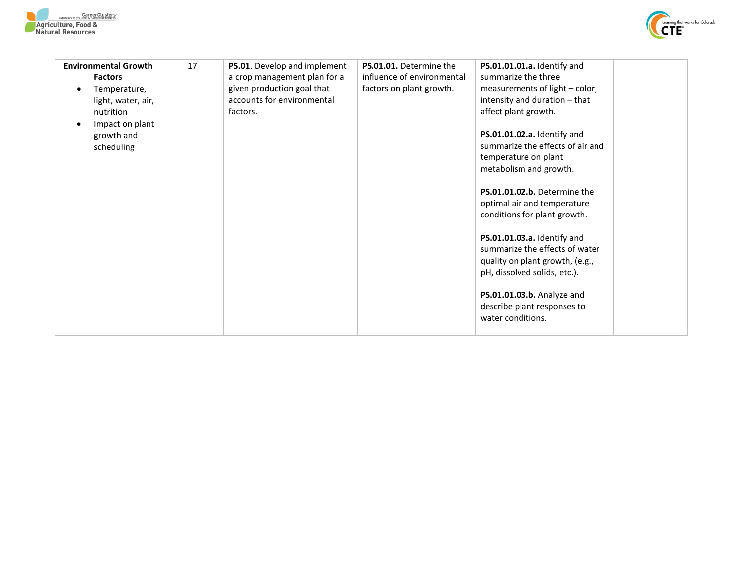| **Environmental Growth Factors**<br>• Temperature, light, water, air, nutrition<br>• Impact on plant growth and scheduling | 17 | **PS.01**. Develop and implement a crop management plan for a given production goal that accounts for environmental factors. | **PS.01.01.** Determine the influence of environmental factors on plant growth. | **PS.01.01.01.a.** Identify and summarize the three measurements of light – color, intensity and duration – that affect plant growth.<br><br>**PS.01.01.02.a.** Identify and summarize the effects of air and temperature on plant metabolism and growth.<br><br>**PS.01.01.02.b.** Determine the optimal air and temperature conditions for plant growth.<br><br>**PS.01.01.03.a.** Identify and summarize the effects of water quality on plant growth, (e.g., pH, dissolved solids, etc.).<br><br>**PS.01.01.03.b.** Analyze and describe plant responses to water conditions. | |
|---|---|---|---|---|---|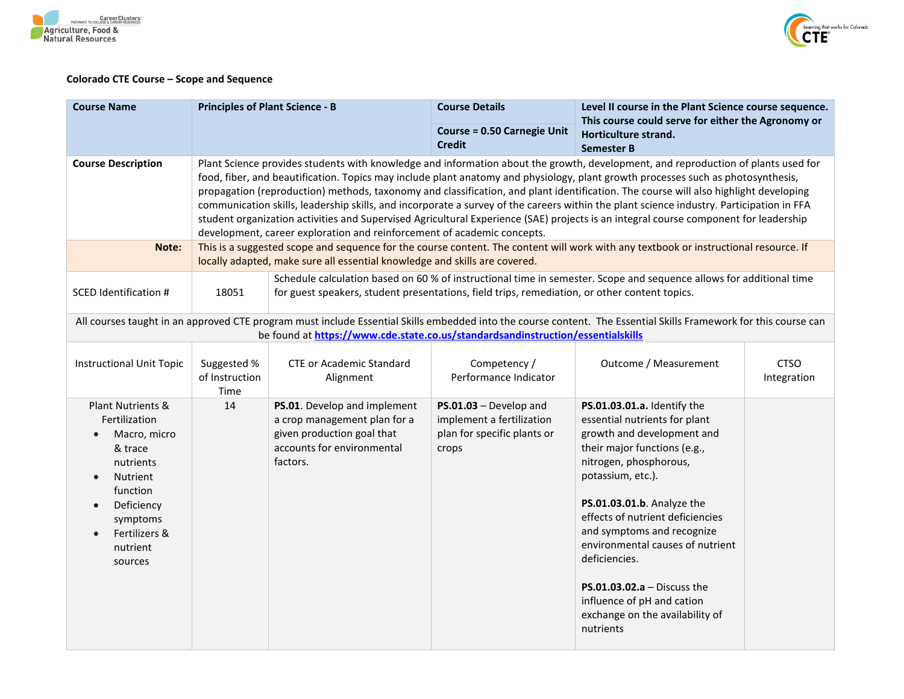**Colorado CTE Course – Scope and Sequence**

| Course Name | Principles of Plant Science - B | Course Details | Level II course in the Plant Science course sequence. This course could serve for either the Agronomy or Horticulture strand. |
|---|---|---|---|
| | | Course = 0.50 Carnegie Unit Credit | Semester B |
| **Course Description** | Plant Science provides students with knowledge and information about the growth, development, and reproduction of plants used for food, fiber, and beautification. Topics may include plant anatomy and physiology, plant growth processes such as photosynthesis, propagation (reproduction) methods, taxonomy and classification, and plant identification. The course will also highlight developing communication skills, leadership skills, and incorporate a survey of the careers within the plant science industry. Participation in FFA student organization activities and Supervised Agricultural Experience (SAE) projects is an integral course component for leadership development, career exploration and reinforcement of academic concepts. | | |
| **Note:** | This is a suggested scope and sequence for the course content. The content will work with any textbook or instructional resource. If locally adapted, make sure all essential knowledge and skills are covered. | | |
| SCED Identification # | 18051 | Schedule calculation based on 60 % of instructional time in semester. Scope and sequence allows for additional time for guest speakers, student presentations, field trips, remediation, or other content topics. | |

All courses taught in an approved CTE program must include Essential Skills embedded into the course content. The Essential Skills Framework for this course can be found at [https://www.cde.state.co.us/standardsandinstruction/essentialskills](https://www.cde.state.co.us/standardsandinstruction/essentialskills)

| Instructional Unit Topic | Suggested % of Instruction Time | CTE or Academic Standard Alignment | Competency / Performance Indicator | Outcome / Measurement | CTSO Integration |
|---|---|---|---|---|---|
| Plant Nutrients & Fertilization<br>• Macro, micro & trace nutrients<br>• Nutrient function<br>• Deficiency symptoms<br>• Fertilizers & nutrient sources | 14 | **PS.01**. Develop and implement a crop management plan for a given production goal that accounts for environmental factors. | **PS.01.03** – Develop and implement a fertilization plan for specific plants or crops | **PS.01.03.01.a.** Identify the essential nutrients for plant growth and development and their major functions (e.g., nitrogen, phosphorous, potassium, etc.).<br><br>**PS.01.03.01.b**. Analyze the effects of nutrient deficiencies and symptoms and recognize environmental causes of nutrient deficiencies.<br><br>**PS.01.03.02.a** – Discuss the influence of pH and cation exchange on the availability of nutrients | |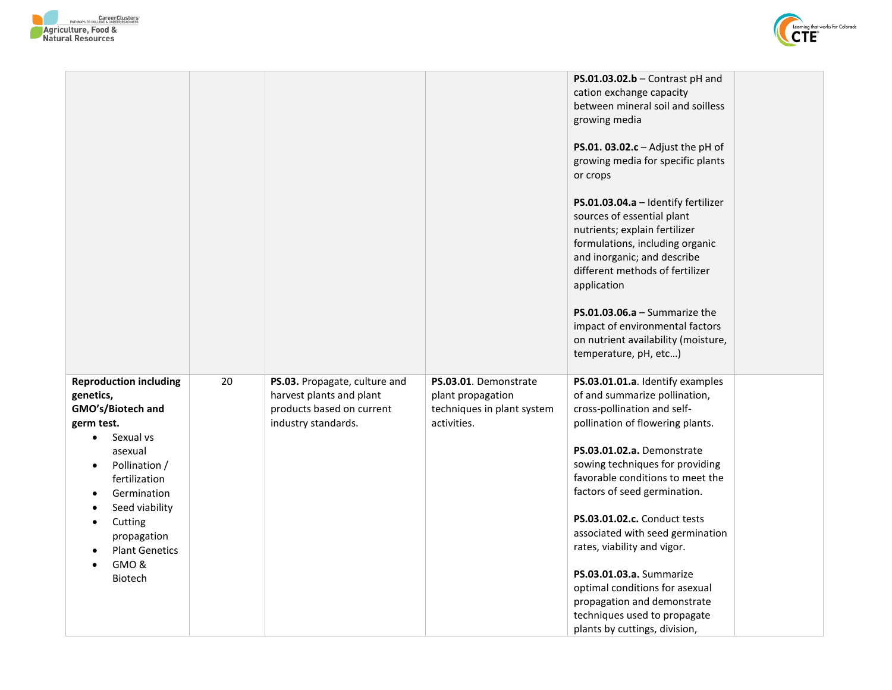| | | | | | |
|---|---|---|---|---|---|
| | | | | **PS.01.03.02.b** – Contrast pH and cation exchange capacity between mineral soil and soilless growing media<br><br>**PS.01. 03.02.c** – Adjust the pH of growing media for specific plants or crops<br><br>**PS.01.03.04.a** – Identify fertilizer sources of essential plant nutrients; explain fertilizer formulations, including organic and inorganic; and describe different methods of fertilizer application<br><br>**PS.01.03.06.a** – Summarize the impact of environmental factors on nutrient availability (moisture, temperature, pH, etc…) | |
| **Reproduction including genetics, GMO's/Biotech and germ test.**<br>• Sexual vs asexual<br>• Pollination / fertilization<br>• Germination<br>• Seed viability<br>• Cutting propagation<br>• Plant Genetics<br>• GMO & Biotech | 20 | **PS.03.** Propagate, culture and harvest plants and plant products based on current industry standards. | **PS.03.01**. Demonstrate plant propagation techniques in plant system activities. | **PS.03.01.01.a**. Identify examples of and summarize pollination, cross-pollination and self-pollination of flowering plants.<br><br>**PS.03.01.02.a.** Demonstrate sowing techniques for providing favorable conditions to meet the factors of seed germination.<br><br>**PS.03.01.02.c.** Conduct tests associated with seed germination rates, viability and vigor.<br><br>**PS.03.01.03.a.** Summarize optimal conditions for asexual propagation and demonstrate techniques used to propagate plants by cuttings, division, | |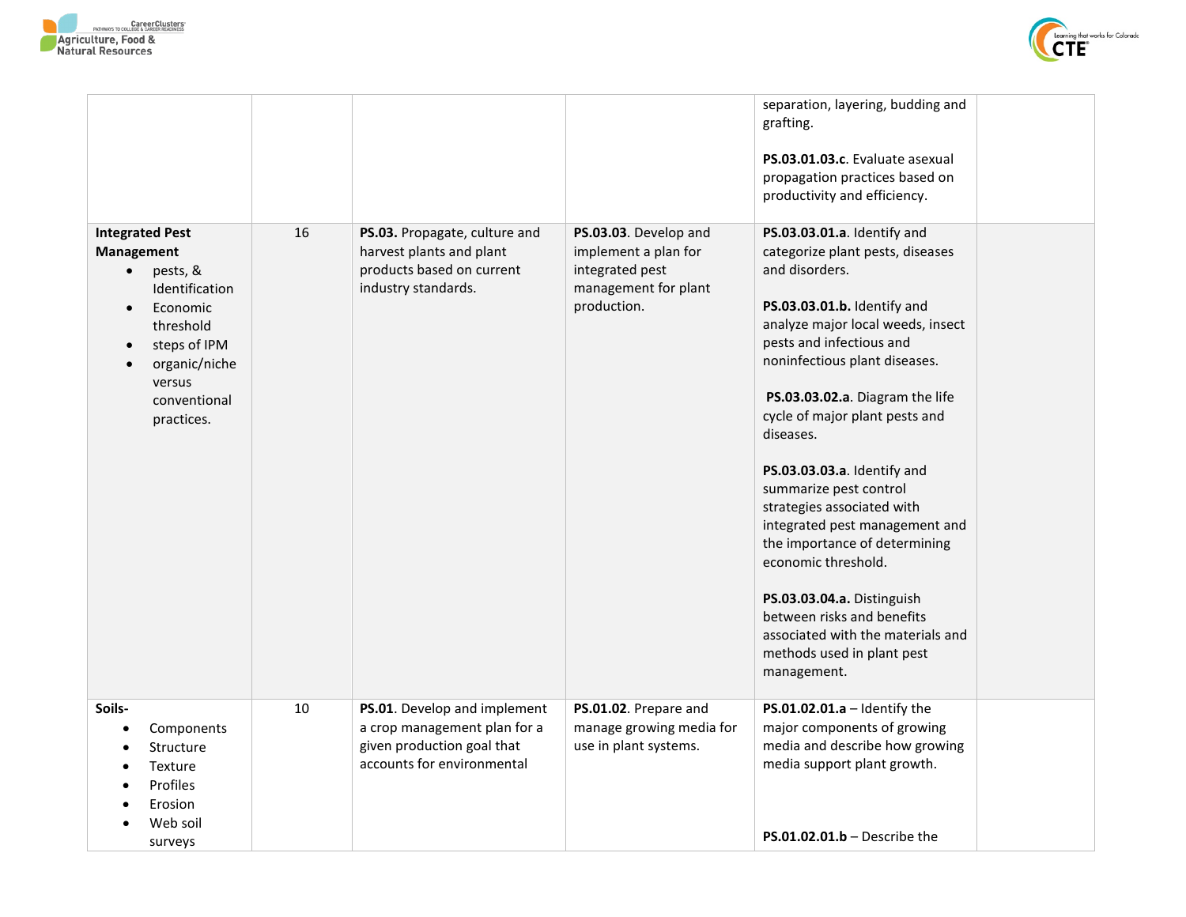| | | | | | |
|---|---|---|---|---|---|
| | | | | separation, layering, budding and grafting.<br><br>**PS.03.01.03.c**. Evaluate asexual propagation practices based on productivity and efficiency. | |
| **Integrated Pest Management**<br>• pests, & Identification<br>• Economic threshold<br>• steps of IPM<br>• organic/niche versus conventional practices. | 16 | **PS.03.** Propagate, culture and harvest plants and plant products based on current industry standards. | **PS.03.03**. Develop and implement a plan for integrated pest management for plant production. | **PS.03.03.01.a**. Identify and categorize plant pests, diseases and disorders.<br><br>**PS.03.03.01.b.** Identify and analyze major local weeds, insect pests and infectious and noninfectious plant diseases.<br><br>**PS.03.03.02.a**. Diagram the life cycle of major plant pests and diseases.<br><br>**PS.03.03.03.a**. Identify and summarize pest control strategies associated with integrated pest management and the importance of determining economic threshold.<br><br>**PS.03.03.04.a.** Distinguish between risks and benefits associated with the materials and methods used in plant pest management. | |
| **Soils-**<br>• Components<br>• Structure<br>• Texture<br>• Profiles<br>• Erosion<br>• Web soil surveys | 10 | **PS.01**. Develop and implement a crop management plan for a given production goal that accounts for environmental | **PS.01.02**. Prepare and manage growing media for use in plant systems. | **PS.01.02.01.a** – Identify the major components of growing media and describe how growing media support plant growth.<br><br>**PS.01.02.01.b** – Describe the | |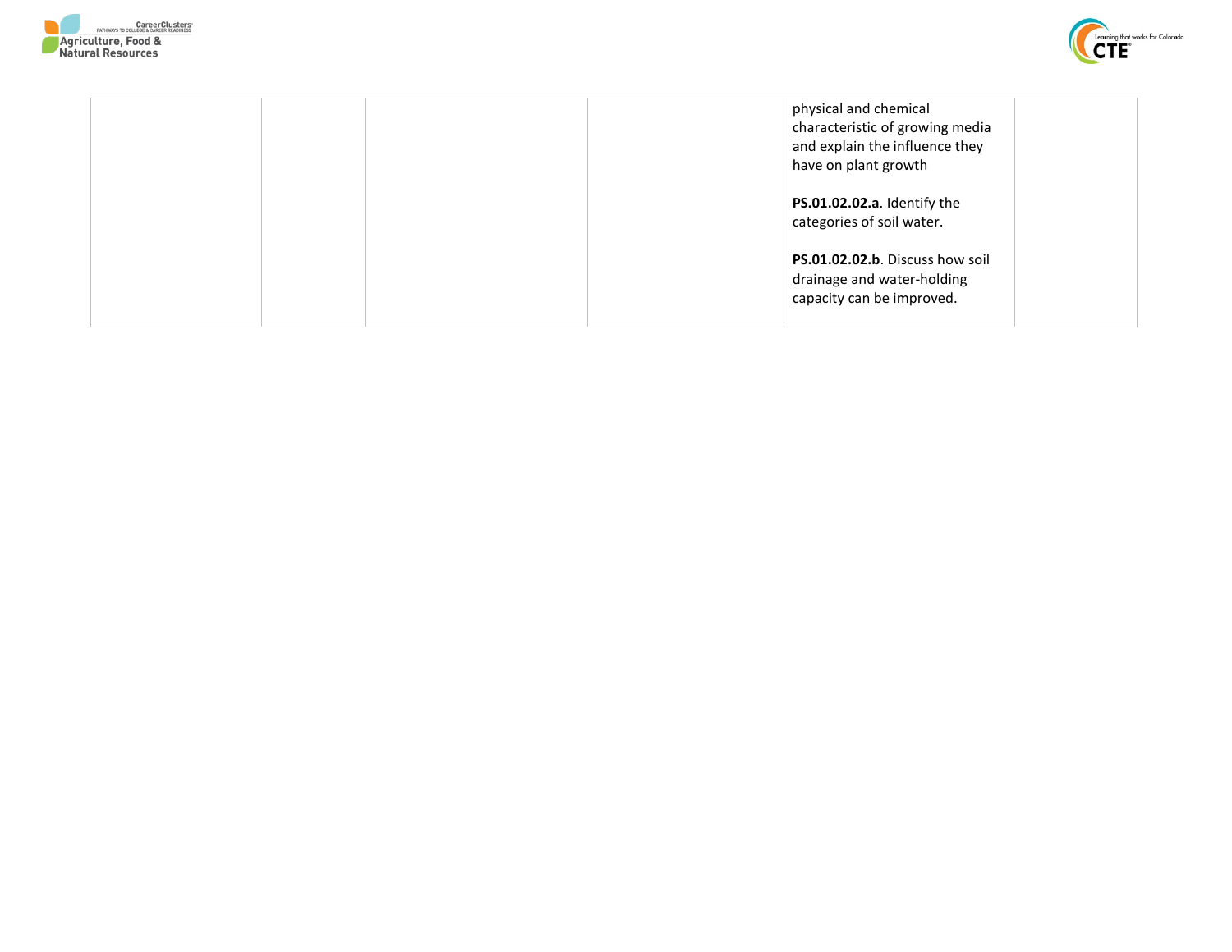| | | | | | |
|---|---|---|---|---|---|
| | | | | physical and chemical characteristic of growing media and explain the influence they have on plant growth<br><br>**PS.01.02.02.a**. Identify the categories of soil water.<br><br>**PS.01.02.02.b**. Discuss how soil drainage and water-holding capacity can be improved. | |